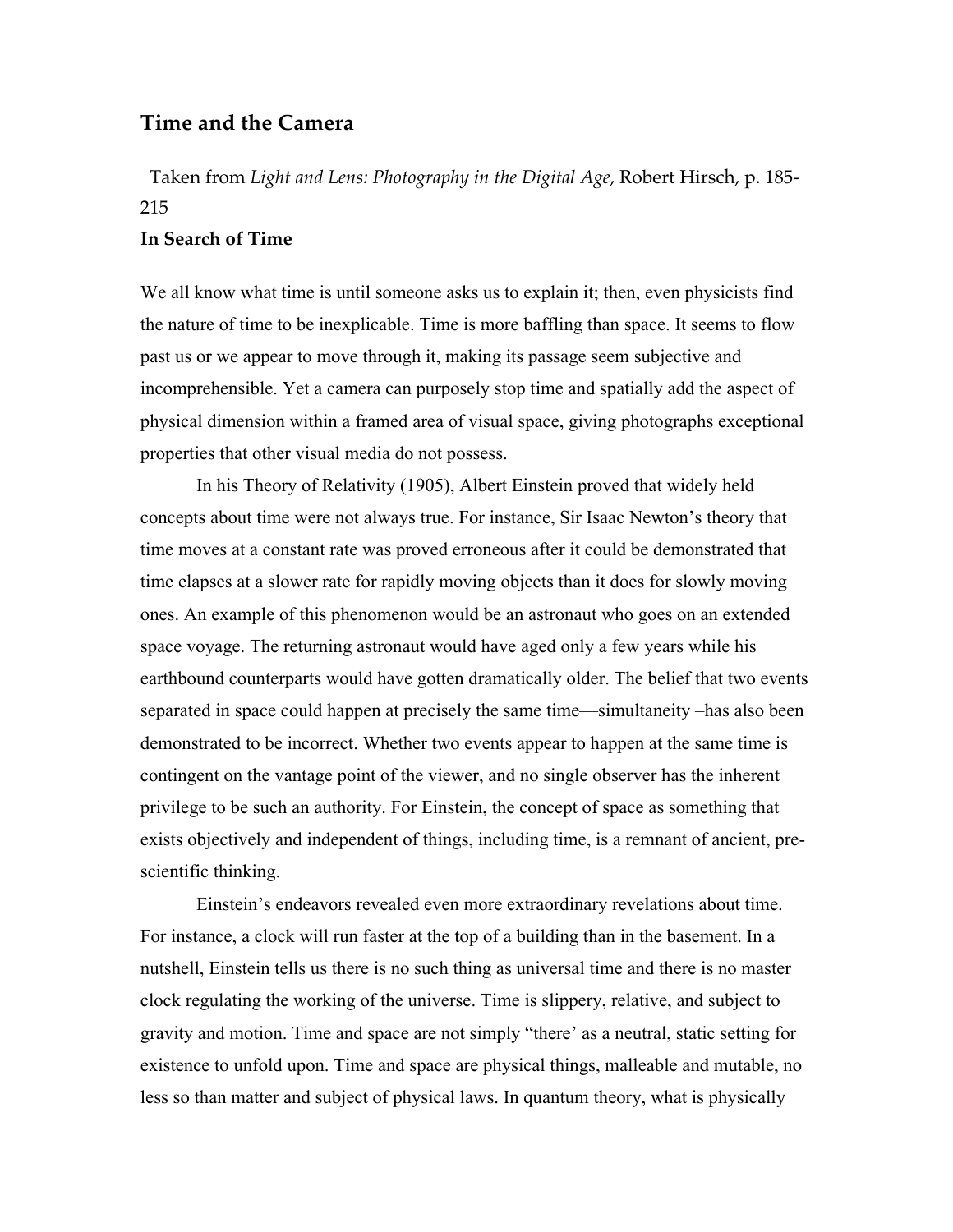## Time and the Camera

Taken from *Light and Lens: Photography in the Digital Age*, Robert Hirsch, p. 185-215

### In Search of Time

We all know what time is until someone asks us to explain it; then, even physicists find the nature of time to be inexplicable. Time is more baffling than space. It seems to flow past us or we appear to move through it, making its passage seem subjective and incomprehensible. Yet a camera can purposely stop time and spatially add the aspect of physical dimension within a framed area of visual space, giving photographs exceptional properties that other visual media do not possess.

In his Theory of Relativity (1905), Albert Einstein proved that widely held concepts about time were not always true. For instance, Sir Isaac Newton's theory that time moves at a constant rate was proved erroneous after it could be demonstrated that time elapses at a slower rate for rapidly moving objects than it does for slowly moving ones. An example of this phenomenon would be an astronaut who goes on an extended space voyage. The returning astronaut would have aged only a few years while his earthbound counterparts would have gotten dramatically older. The belief that two events separated in space could happen at precisely the same time—simultaneity –has also been demonstrated to be incorrect. Whether two events appear to happen at the same time is contingent on the vantage point of the viewer, and no single observer has the inherent privilege to be such an authority. For Einstein, the concept of space as something that exists objectively and independent of things, including time, is a remnant of ancient, pre-scientific thinking.

Einstein's endeavors revealed even more extraordinary revelations about time. For instance, a clock will run faster at the top of a building than in the basement. In a nutshell, Einstein tells us there is no such thing as universal time and there is no master clock regulating the working of the universe. Time is slippery, relative, and subject to gravity and motion. Time and space are not simply "there' as a neutral, static setting for existence to unfold upon. Time and space are physical things, malleable and mutable, no less so than matter and subject of physical laws. In quantum theory, what is physically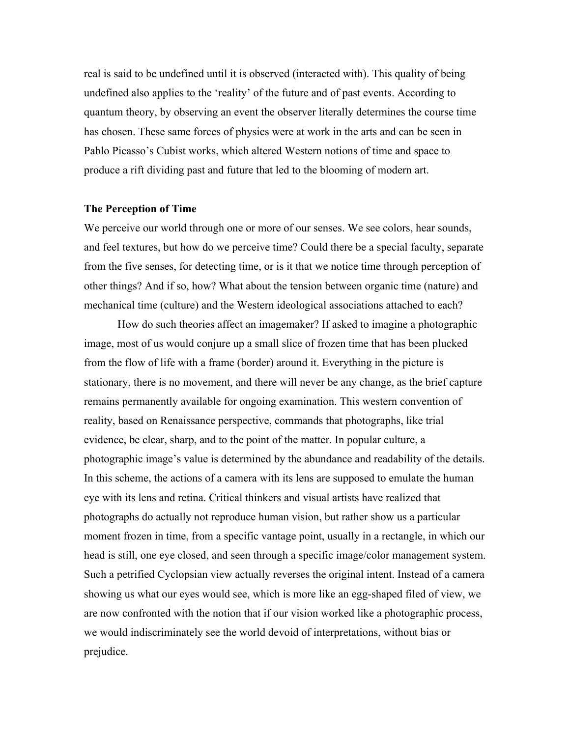real is said to be undefined until it is observed (interacted with). This quality of being undefined also applies to the 'reality' of the future and of past events. According to quantum theory, by observing an event the observer literally determines the course time has chosen. These same forces of physics were at work in the arts and can be seen in Pablo Picasso's Cubist works, which altered Western notions of time and space to produce a rift dividing past and future that led to the blooming of modern art.

## The Perception of Time

We perceive our world through one or more of our senses. We see colors, hear sounds, and feel textures, but how do we perceive time? Could there be a special faculty, separate from the five senses, for detecting time, or is it that we notice time through perception of other things? And if so, how? What about the tension between organic time (nature) and mechanical time (culture) and the Western ideological associations attached to each?

How do such theories affect an imagemaker? If asked to imagine a photographic image, most of us would conjure up a small slice of frozen time that has been plucked from the flow of life with a frame (border) around it. Everything in the picture is stationary, there is no movement, and there will never be any change, as the brief capture remains permanently available for ongoing examination. This western convention of reality, based on Renaissance perspective, commands that photographs, like trial evidence, be clear, sharp, and to the point of the matter. In popular culture, a photographic image's value is determined by the abundance and readability of the details. In this scheme, the actions of a camera with its lens are supposed to emulate the human eye with its lens and retina. Critical thinkers and visual artists have realized that photographs do actually not reproduce human vision, but rather show us a particular moment frozen in time, from a specific vantage point, usually in a rectangle, in which our head is still, one eye closed, and seen through a specific image/color management system. Such a petrified Cyclopsian view actually reverses the original intent. Instead of a camera showing us what our eyes would see, which is more like an egg-shaped filed of view, we are now confronted with the notion that if our vision worked like a photographic process, we would indiscriminately see the world devoid of interpretations, without bias or prejudice.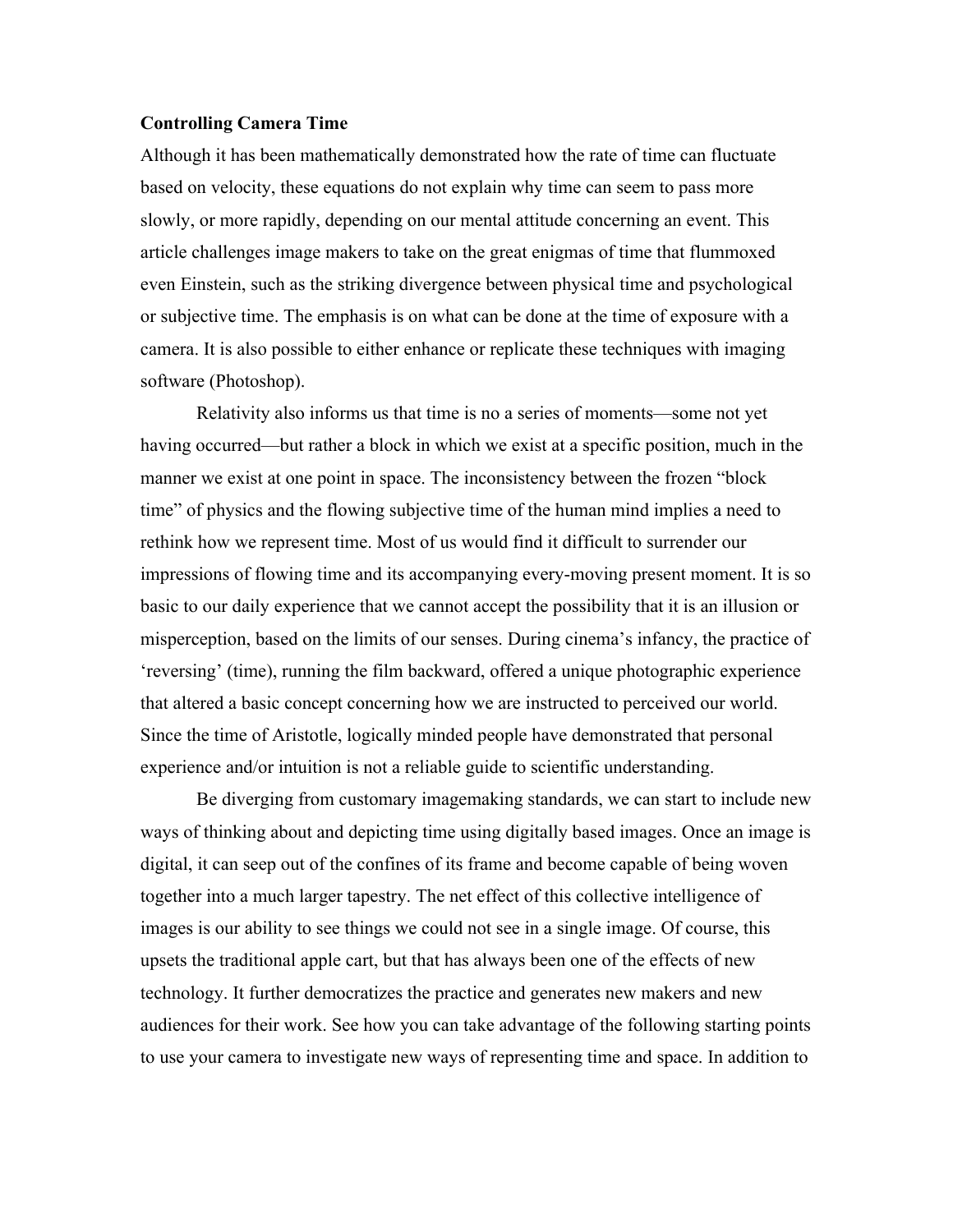**Controlling Camera Time**

Although it has been mathematically demonstrated how the rate of time can fluctuate based on velocity, these equations do not explain why time can seem to pass more slowly, or more rapidly, depending on our mental attitude concerning an event. This article challenges image makers to take on the great enigmas of time that flummoxed even Einstein, such as the striking divergence between physical time and psychological or subjective time. The emphasis is on what can be done at the time of exposure with a camera. It is also possible to either enhance or replicate these techniques with imaging software (Photoshop).

Relativity also informs us that time is no a series of moments—some not yet having occurred—but rather a block in which we exist at a specific position, much in the manner we exist at one point in space. The inconsistency between the frozen "block time" of physics and the flowing subjective time of the human mind implies a need to rethink how we represent time. Most of us would find it difficult to surrender our impressions of flowing time and its accompanying every-moving present moment. It is so basic to our daily experience that we cannot accept the possibility that it is an illusion or misperception, based on the limits of our senses. During cinema's infancy, the practice of 'reversing' (time), running the film backward, offered a unique photographic experience that altered a basic concept concerning how we are instructed to perceived our world. Since the time of Aristotle, logically minded people have demonstrated that personal experience and/or intuition is not a reliable guide to scientific understanding.

Be diverging from customary imagemaking standards, we can start to include new ways of thinking about and depicting time using digitally based images. Once an image is digital, it can seep out of the confines of its frame and become capable of being woven together into a much larger tapestry. The net effect of this collective intelligence of images is our ability to see things we could not see in a single image. Of course, this upsets the traditional apple cart, but that has always been one of the effects of new technology. It further democratizes the practice and generates new makers and new audiences for their work. See how you can take advantage of the following starting points to use your camera to investigate new ways of representing time and space. In addition to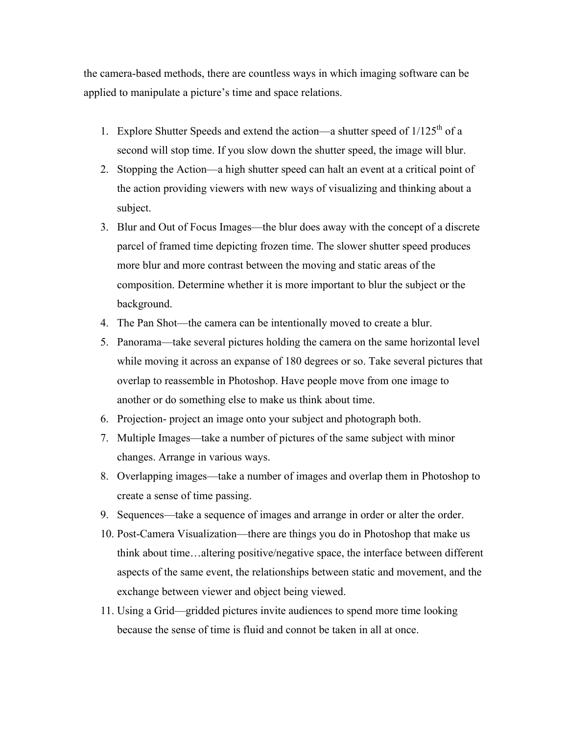the camera-based methods, there are countless ways in which imaging software can be applied to manipulate a picture's time and space relations.

1. Explore Shutter Speeds and extend the action—a shutter speed of 1/125$^{th}$ of a second will stop time. If you slow down the shutter speed, the image will blur.
2. Stopping the Action—a high shutter speed can halt an event at a critical point of the action providing viewers with new ways of visualizing and thinking about a subject.
3. Blur and Out of Focus Images—the blur does away with the concept of a discrete parcel of framed time depicting frozen time. The slower shutter speed produces more blur and more contrast between the moving and static areas of the composition. Determine whether it is more important to blur the subject or the background.
4. The Pan Shot—the camera can be intentionally moved to create a blur.
5. Panorama—take several pictures holding the camera on the same horizontal level while moving it across an expanse of 180 degrees or so. Take several pictures that overlap to reassemble in Photoshop. Have people move from one image to another or do something else to make us think about time.
6. Projection- project an image onto your subject and photograph both.
7. Multiple Images—take a number of pictures of the same subject with minor changes. Arrange in various ways.
8. Overlapping images—take a number of images and overlap them in Photoshop to create a sense of time passing.
9. Sequences—take a sequence of images and arrange in order or alter the order.
10. Post-Camera Visualization—there are things you do in Photoshop that make us think about time…altering positive/negative space, the interface between different aspects of the same event, the relationships between static and movement, and the exchange between viewer and object being viewed.
11. Using a Grid—gridded pictures invite audiences to spend more time looking because the sense of time is fluid and connot be taken in all at once.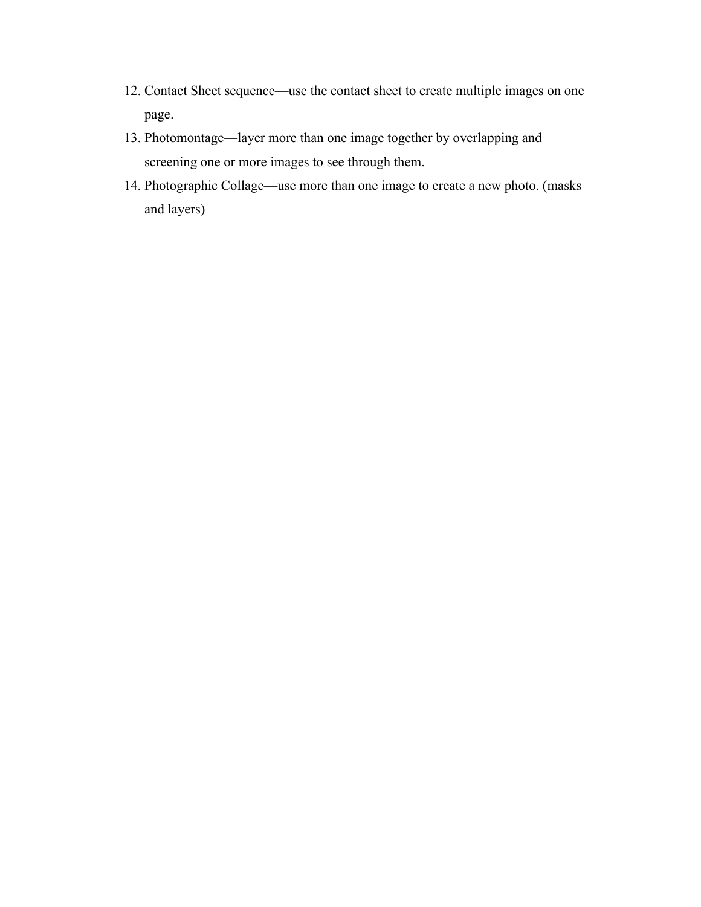12. Contact Sheet sequence—use the contact sheet to create multiple images on one page.
13. Photomontage—layer more than one image together by overlapping and screening one or more images to see through them.
14. Photographic Collage—use more than one image to create a new photo. (masks and layers)